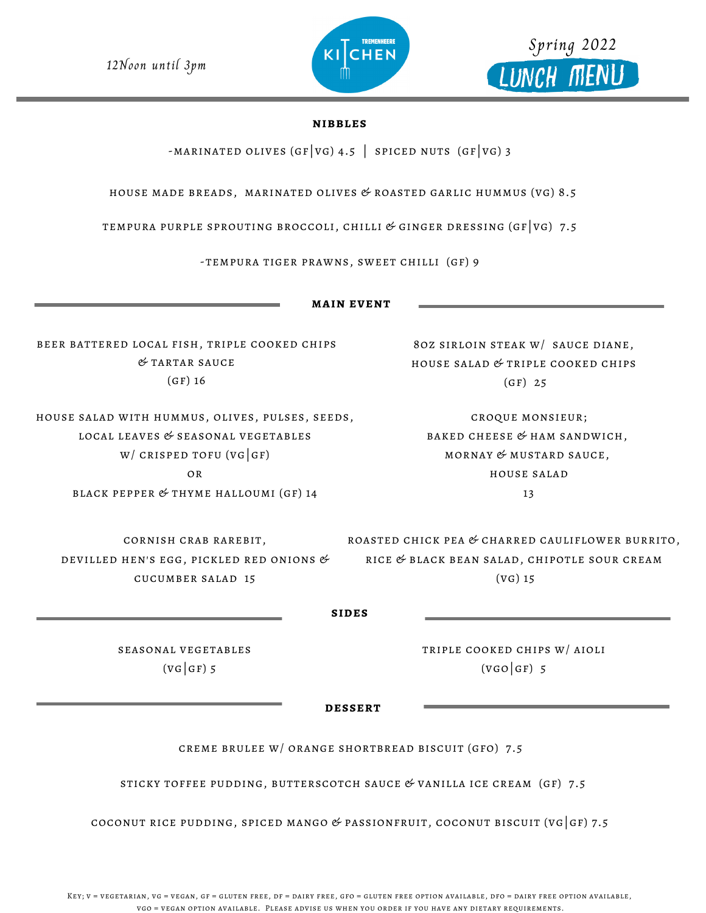12Noon until 3pm

TREMENHEERE KITCHEN

Spring 2022

# LUNCH MENU

## NIBBLES

-MARINATED OLIVES (GF|VG) 4.5 | SPICED NUTS (GF|VG) 3

HOUSE MADE BREADS, MARINATED OLIVES & ROASTED GARLIC HUMMUS (VG) 8.5

TEMPURA PURPLE SPROUTING BROCCOLI, CHILLI & GINGER DRESSING (GF|VG) 7.5

-TEMPURA TIGER PRAWNS, SWEET CHILLI (GF) 9

## MAIN EVENT

BEER BATTERED LOCAL FISH, TRIPLE COOKED CHIPS & TARTAR SAUCE
(GF) 16

8OZ SIRLOIN STEAK W/ SAUCE DIANE, HOUSE SALAD & TRIPLE COOKED CHIPS
(GF) 25

HOUSE SALAD WITH HUMMUS, OLIVES, PULSES, SEEDS, LOCAL LEAVES & SEASONAL VEGETABLES
W/ CRISPED TOFU (VG|GF)
OR
BLACK PEPPER & THYME HALLOUMI (GF) 14

CROQUE MONSIEUR;
BAKED CHEESE & HAM SANDWICH, MORNAY & MUSTARD SAUCE, HOUSE SALAD
13

CORNISH CRAB RAREBIT, DEVILLED HEN'S EGG, PICKLED RED ONIONS & CUCUMBER SALAD 15

ROASTED CHICK PEA & CHARRED CAULIFLOWER BURRITO, RICE & BLACK BEAN SALAD, CHIPOTLE SOUR CREAM
(VG) 15

## SIDES

SEASONAL VEGETABLES
(VG|GF) 5

TRIPLE COOKED CHIPS W/ AIOLI
(VGO|GF) 5

## DESSERT

CREME BRULEE W/ ORANGE SHORTBREAD BISCUIT (GFO) 7.5

STICKY TOFFEE PUDDING, BUTTERSCOTCH SAUCE & VANILLA ICE CREAM (GF) 7.5

COCONUT RICE PUDDING, SPICED MANGO & PASSIONFRUIT, COCONUT BISCUIT (VG|GF) 7.5

Key; V = vegetarian, VG = vegan, GF = gluten free, DF = dairy free, GFO = gluten free option available, DFO = dairy free option available, VGO = vegan option available. Please advise us when you order if you have any dietary requirements.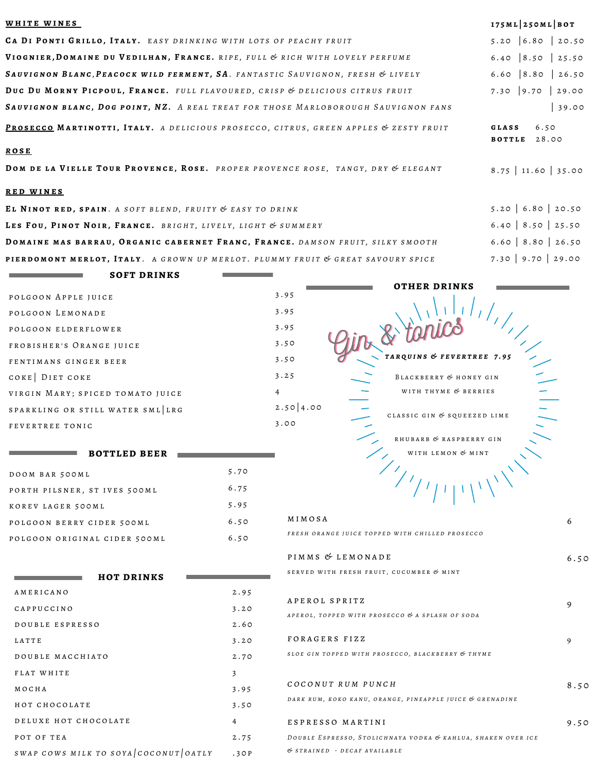## WHITE WINES

| | 175ML | 250ML | BOT |
|---|---|---|---|
| **Ca Di Ponti Grillo, Italy.** *Easy drinking with lots of peachy fruit* | 5.20 | 6.80 | 20.50 |
| **Viognier, Domaine du Vedilhan, France.** *Ripe, full & rich with lovely perfume* | 6.40 | 8.50 | 25.50 |
| ***Sauvignon Blanc, Peacock wild ferment, SA.*** *Fantastic Sauvignon, fresh & lively* | 6.60 | 8.80 | 26.50 |
| **Duc Du Morny Picpoul, France.** *Full flavoured, crisp & delicious citrus fruit* | 7.30 | 9.70 | 29.00 |
| ***Sauvignon blanc, Dog point, NZ.*** *A real treat for those Marloborough Sauvignon fans* | | | 39.00 |

**Prosecco Martinotti, Italy.** *A delicious prosecco, citrus, green apples & zesty fruit* — **Glass** 6.50 / **Bottle** 28.00

## ROSE

| | | | |
|---|---|---|---|
| **Dom de la Vielle Tour Provence, Rose.** *Proper Provence rose, tangy, dry & elegant* | 8.75 | 11.60 | 35.00 |

## RED WINES

| | | | |
|---|---|---|---|
| **El Ninot red, Spain.** *A soft blend, fruity & easy to drink* | 5.20 | 6.80 | 20.50 |
| **Les Fou, Pinot Noir, France.** *Bright, lively, light & summery* | 6.40 | 8.50 | 25.50 |
| **Domaine mas barrau, Organic cabernet Franc, France.** *Damson fruit, silky smooth* | 6.60 | 8.80 | 26.50 |
| **Pierdomont Merlot, Italy.** *A grown up merlot. Plummy fruit & great savoury spice* | 7.30 | 9.70 | 29.00 |

## SOFT DRINKS

| | |
|---|---|
| Polgoon Apple juice | 3.95 |
| Polgoon Lemonade | 3.95 |
| Polgoon elderflower | 3.95 |
| Frobisher's Orange juice | 3.50 |
| Fentimans ginger beer | 3.50 |
| Coke \| Diet coke | 3.25 |
| Virgin Mary; spiced tomato juice | 4 |
| Sparkling or still water sml \| lrg | 2.50 \| 4.00 |
| Fevertree tonic | 3.00 |

## BOTTLED BEER

| | |
|---|---|
| Doom Bar 500ml | 5.70 |
| Porth Pilsner, St Ives 500ml | 6.75 |
| Korev lager 500ml | 5.95 |
| Polgoon berry cider 500ml | 6.50 |
| Polgoon original cider 500ml | 6.50 |

## HOT DRINKS

| | |
|---|---|
| Americano | 2.95 |
| Cappuccino | 3.20 |
| Double espresso | 2.60 |
| Latte | 3.20 |
| Double macchiato | 2.70 |
| Flat white | 3 |
| Mocha | 3.95 |
| Hot chocolate | 3.50 |
| Deluxe hot chocolate | 4 |
| Pot of tea | 2.75 |
| *Swap cows milk to soya \| coconut \| oatly* | .30p |

## OTHER DRINKS

### Gin & tonics

***Tarquins & Fevertree 7.95***

Blackberry & honey gin with thyme & berries

Classic gin & squeezed lime

Rhubarb & raspberry gin with lemon & mint

| | |
|---|---|
| **Mimosa**<br>*Fresh orange juice topped with chilled prosecco* | 6 |
| **Pimms & Lemonade**<br>*Served with fresh fruit, cucumber & mint* | 6.50 |
| **Aperol Spritz**<br>*Aperol, topped with prosecco & a splash of soda* | 9 |
| **Foragers Fizz**<br>*Sloe gin topped with prosecco, blackberry & thyme* | 9 |
| ***Coconut Rum Punch***<br>*Dark rum, Koko Kanu, orange, pineapple juice & grenadine* | 8.50 |
| **Espresso Martini**<br>*Double Espresso, Stolichnaya vodka & kahlua, shaken over ice & strained - decaf available* | 9.50 |